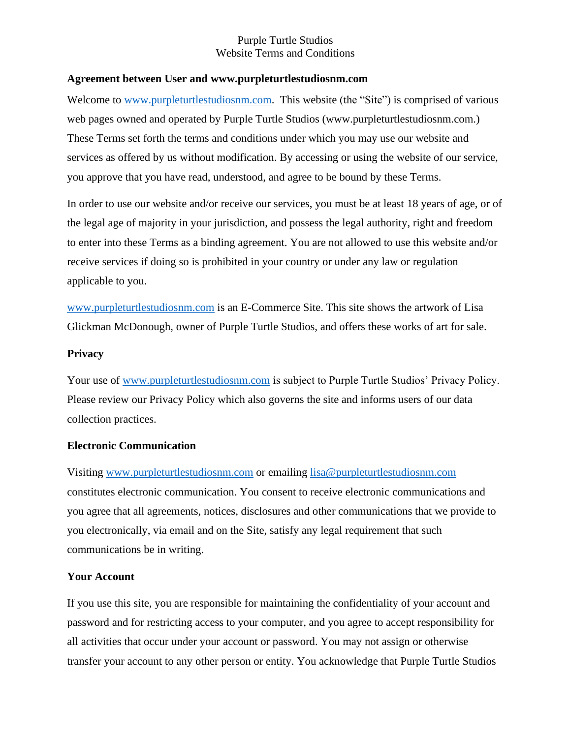Purple Turtle Studios
Website Terms and Conditions

**Agreement between User and www.purpleturtlestudiosnm.com**

Welcome to www.purpleturtlestudiosnm.com. This website (the "Site") is comprised of various web pages owned and operated by Purple Turtle Studios (www.purpleturtlestudiosnm.com.) These Terms set forth the terms and conditions under which you may use our website and services as offered by us without modification. By accessing or using the website of our service, you approve that you have read, understood, and agree to be bound by these Terms.

In order to use our website and/or receive our services, you must be at least 18 years of age, or of the legal age of majority in your jurisdiction, and possess the legal authority, right and freedom to enter into these Terms as a binding agreement. You are not allowed to use this website and/or receive services if doing so is prohibited in your country or under any law or regulation applicable to you.

www.purpleturtlestudiosnm.com is an E-Commerce Site. This site shows the artwork of Lisa Glickman McDonough, owner of Purple Turtle Studios, and offers these works of art for sale.

**Privacy**

Your use of www.purpleturtlestudiosnm.com is subject to Purple Turtle Studios' Privacy Policy. Please review our Privacy Policy which also governs the site and informs users of our data collection practices.

**Electronic Communication**

Visiting www.purpleturtlestudiosnm.com or emailing lisa@purpleturtlestudiosnm.com constitutes electronic communication. You consent to receive electronic communications and you agree that all agreements, notices, disclosures and other communications that we provide to you electronically, via email and on the Site, satisfy any legal requirement that such communications be in writing.

**Your Account**

If you use this site, you are responsible for maintaining the confidentiality of your account and password and for restricting access to your computer, and you agree to accept responsibility for all activities that occur under your account or password. You may not assign or otherwise transfer your account to any other person or entity. You acknowledge that Purple Turtle Studios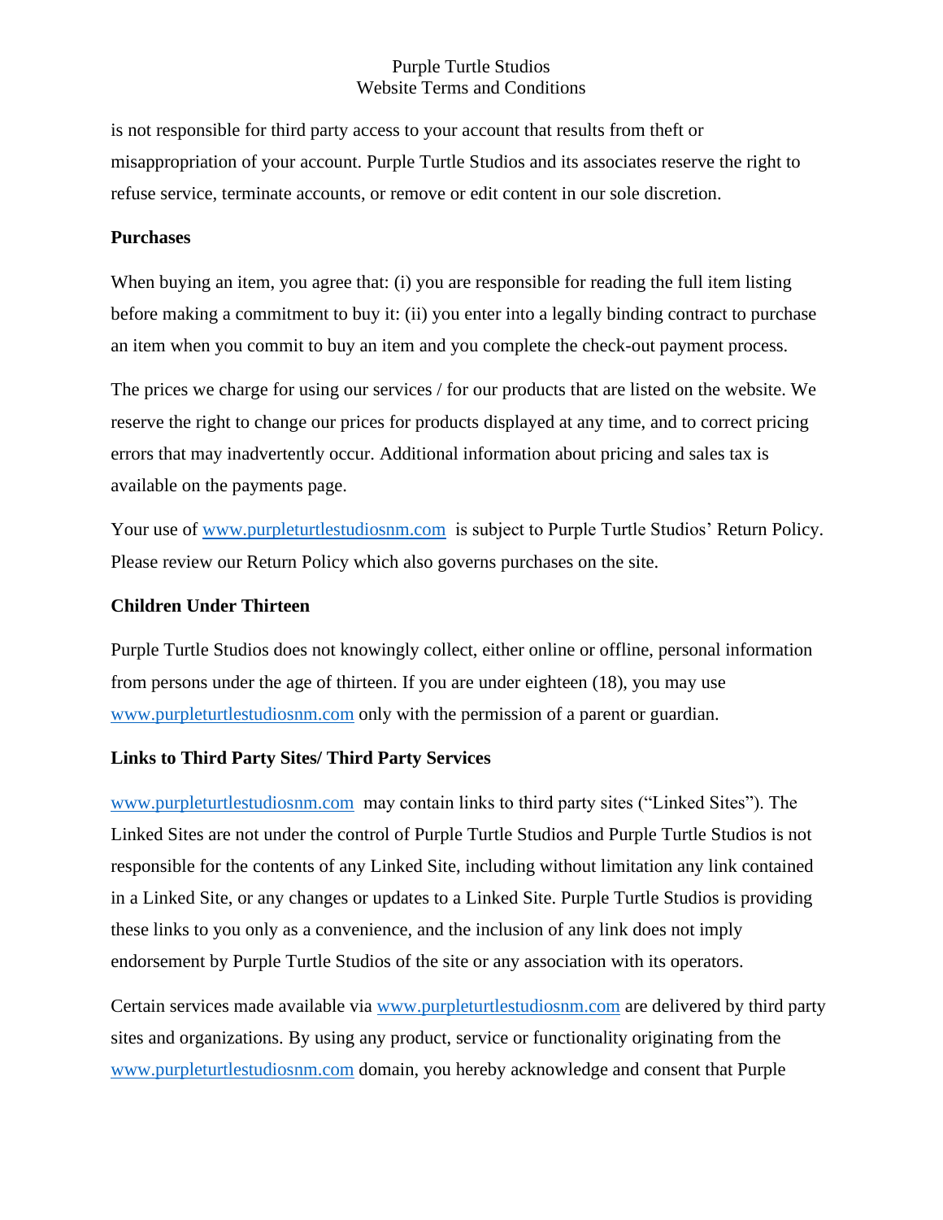is not responsible for third party access to your account that results from theft or misappropriation of your account. Purple Turtle Studios and its associates reserve the right to refuse service, terminate accounts, or remove or edit content in our sole discretion.

**Purchases**

When buying an item, you agree that: (i) you are responsible for reading the full item listing before making a commitment to buy it: (ii) you enter into a legally binding contract to purchase an item when you commit to buy an item and you complete the check-out payment process.

The prices we charge for using our services / for our products that are listed on the website. We reserve the right to change our prices for products displayed at any time, and to correct pricing errors that may inadvertently occur. Additional information about pricing and sales tax is available on the payments page.

Your use of www.purpleturtlestudiosnm.com is subject to Purple Turtle Studios' Return Policy. Please review our Return Policy which also governs purchases on the site.

**Children Under Thirteen**

Purple Turtle Studios does not knowingly collect, either online or offline, personal information from persons under the age of thirteen. If you are under eighteen (18), you may use www.purpleturtlestudiosnm.com only with the permission of a parent or guardian.

**Links to Third Party Sites/ Third Party Services**

www.purpleturtlestudiosnm.com may contain links to third party sites ("Linked Sites"). The Linked Sites are not under the control of Purple Turtle Studios and Purple Turtle Studios is not responsible for the contents of any Linked Site, including without limitation any link contained in a Linked Site, or any changes or updates to a Linked Site. Purple Turtle Studios is providing these links to you only as a convenience, and the inclusion of any link does not imply endorsement by Purple Turtle Studios of the site or any association with its operators.

Certain services made available via www.purpleturtlestudiosnm.com are delivered by third party sites and organizations. By using any product, service or functionality originating from the www.purpleturtlestudiosnm.com domain, you hereby acknowledge and consent that Purple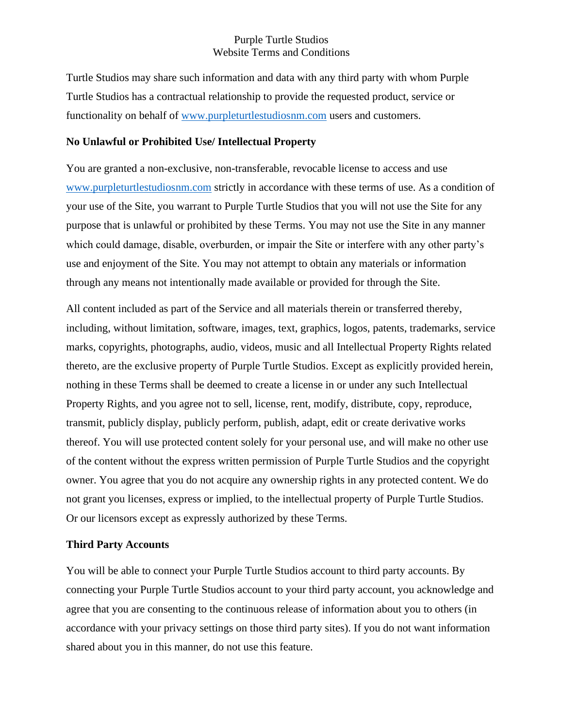Turtle Studios may share such information and data with any third party with whom Purple Turtle Studios has a contractual relationship to provide the requested product, service or functionality on behalf of www.purpleturtlestudiosnm.com users and customers.

**No Unlawful or Prohibited Use/ Intellectual Property**

You are granted a non-exclusive, non-transferable, revocable license to access and use www.purpleturtlestudiosnm.com strictly in accordance with these terms of use. As a condition of your use of the Site, you warrant to Purple Turtle Studios that you will not use the Site for any purpose that is unlawful or prohibited by these Terms. You may not use the Site in any manner which could damage, disable, overburden, or impair the Site or interfere with any other party's use and enjoyment of the Site. You may not attempt to obtain any materials or information through any means not intentionally made available or provided for through the Site.

All content included as part of the Service and all materials therein or transferred thereby, including, without limitation, software, images, text, graphics, logos, patents, trademarks, service marks, copyrights, photographs, audio, videos, music and all Intellectual Property Rights related thereto, are the exclusive property of Purple Turtle Studios. Except as explicitly provided herein, nothing in these Terms shall be deemed to create a license in or under any such Intellectual Property Rights, and you agree not to sell, license, rent, modify, distribute, copy, reproduce, transmit, publicly display, publicly perform, publish, adapt, edit or create derivative works thereof. You will use protected content solely for your personal use, and will make no other use of the content without the express written permission of Purple Turtle Studios and the copyright owner. You agree that you do not acquire any ownership rights in any protected content. We do not grant you licenses, express or implied, to the intellectual property of Purple Turtle Studios. Or our licensors except as expressly authorized by these Terms.

**Third Party Accounts**

You will be able to connect your Purple Turtle Studios account to third party accounts. By connecting your Purple Turtle Studios account to your third party account, you acknowledge and agree that you are consenting to the continuous release of information about you to others (in accordance with your privacy settings on those third party sites). If you do not want information shared about you in this manner, do not use this feature.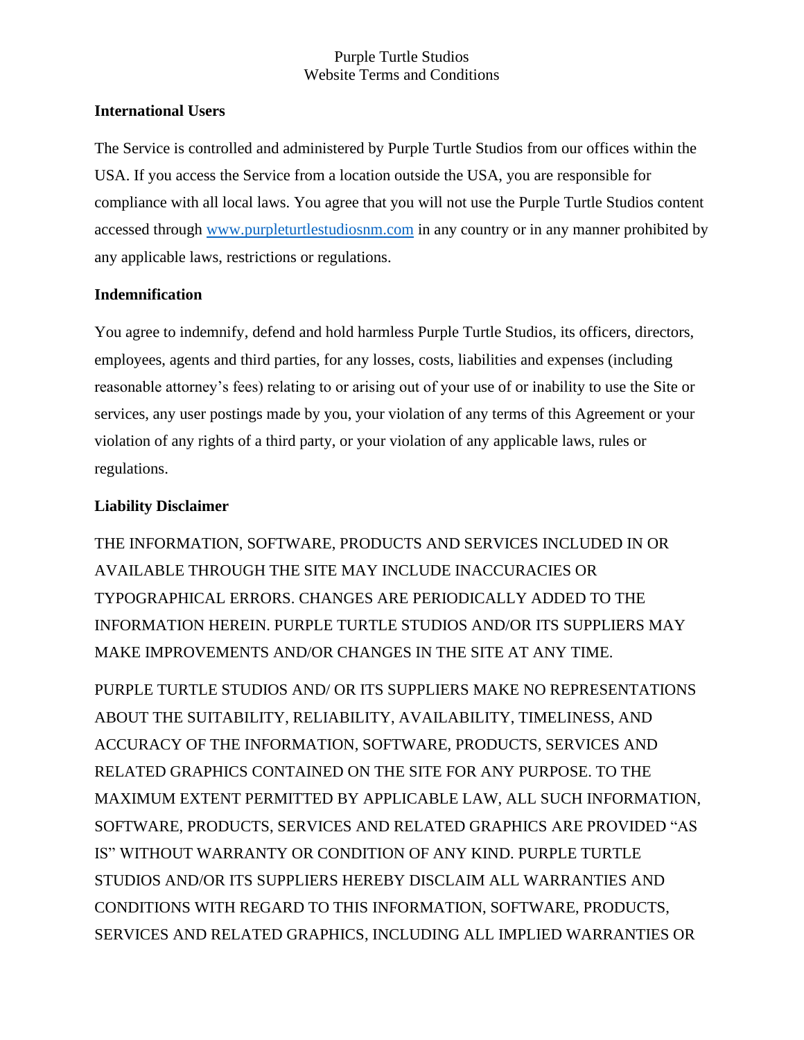**International Users**

The Service is controlled and administered by Purple Turtle Studios from our offices within the USA. If you access the Service from a location outside the USA, you are responsible for compliance with all local laws. You agree that you will not use the Purple Turtle Studios content accessed through [www.purpleturtlestudiosnm.com](http://www.purpleturtlestudiosnm.com) in any country or in any manner prohibited by any applicable laws, restrictions or regulations.

**Indemnification**

You agree to indemnify, defend and hold harmless Purple Turtle Studios, its officers, directors, employees, agents and third parties, for any losses, costs, liabilities and expenses (including reasonable attorney's fees) relating to or arising out of your use of or inability to use the Site or services, any user postings made by you, your violation of any terms of this Agreement or your violation of any rights of a third party, or your violation of any applicable laws, rules or regulations.

**Liability Disclaimer**

THE INFORMATION, SOFTWARE, PRODUCTS AND SERVICES INCLUDED IN OR AVAILABLE THROUGH THE SITE MAY INCLUDE INACCURACIES OR TYPOGRAPHICAL ERRORS. CHANGES ARE PERIODICALLY ADDED TO THE INFORMATION HEREIN. PURPLE TURTLE STUDIOS AND/OR ITS SUPPLIERS MAY MAKE IMPROVEMENTS AND/OR CHANGES IN THE SITE AT ANY TIME.

PURPLE TURTLE STUDIOS AND/ OR ITS SUPPLIERS MAKE NO REPRESENTATIONS ABOUT THE SUITABILITY, RELIABILITY, AVAILABILITY, TIMELINESS, AND ACCURACY OF THE INFORMATION, SOFTWARE, PRODUCTS, SERVICES AND RELATED GRAPHICS CONTAINED ON THE SITE FOR ANY PURPOSE. TO THE MAXIMUM EXTENT PERMITTED BY APPLICABLE LAW, ALL SUCH INFORMATION, SOFTWARE, PRODUCTS, SERVICES AND RELATED GRAPHICS ARE PROVIDED "AS IS" WITHOUT WARRANTY OR CONDITION OF ANY KIND. PURPLE TURTLE STUDIOS AND/OR ITS SUPPLIERS HEREBY DISCLAIM ALL WARRANTIES AND CONDITIONS WITH REGARD TO THIS INFORMATION, SOFTWARE, PRODUCTS, SERVICES AND RELATED GRAPHICS, INCLUDING ALL IMPLIED WARRANTIES OR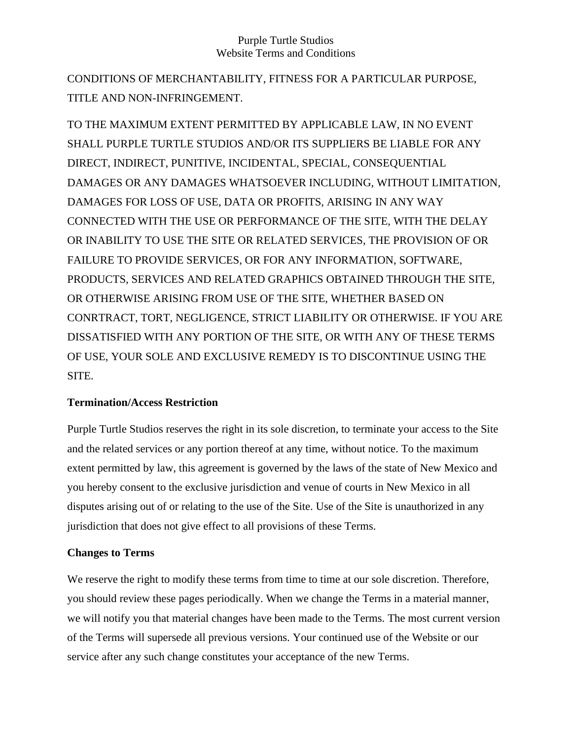CONDITIONS OF MERCHANTABILITY, FITNESS FOR A PARTICULAR PURPOSE, TITLE AND NON-INFRINGEMENT.

TO THE MAXIMUM EXTENT PERMITTED BY APPLICABLE LAW, IN NO EVENT SHALL PURPLE TURTLE STUDIOS AND/OR ITS SUPPLIERS BE LIABLE FOR ANY DIRECT, INDIRECT, PUNITIVE, INCIDENTAL, SPECIAL, CONSEQUENTIAL DAMAGES OR ANY DAMAGES WHATSOEVER INCLUDING, WITHOUT LIMITATION, DAMAGES FOR LOSS OF USE, DATA OR PROFITS, ARISING IN ANY WAY CONNECTED WITH THE USE OR PERFORMANCE OF THE SITE, WITH THE DELAY OR INABILITY TO USE THE SITE OR RELATED SERVICES, THE PROVISION OF OR FAILURE TO PROVIDE SERVICES, OR FOR ANY INFORMATION, SOFTWARE, PRODUCTS, SERVICES AND RELATED GRAPHICS OBTAINED THROUGH THE SITE, OR OTHERWISE ARISING FROM USE OF THE SITE, WHETHER BASED ON CONRTRACT, TORT, NEGLIGENCE, STRICT LIABILITY OR OTHERWISE. IF YOU ARE DISSATISFIED WITH ANY PORTION OF THE SITE, OR WITH ANY OF THESE TERMS OF USE, YOUR SOLE AND EXCLUSIVE REMEDY IS TO DISCONTINUE USING THE SITE.

**Termination/Access Restriction**

Purple Turtle Studios reserves the right in its sole discretion, to terminate your access to the Site and the related services or any portion thereof at any time, without notice. To the maximum extent permitted by law, this agreement is governed by the laws of the state of New Mexico and you hereby consent to the exclusive jurisdiction and venue of courts in New Mexico in all disputes arising out of or relating to the use of the Site. Use of the Site is unauthorized in any jurisdiction that does not give effect to all provisions of these Terms.

**Changes to Terms**

We reserve the right to modify these terms from time to time at our sole discretion. Therefore, you should review these pages periodically. When we change the Terms in a material manner, we will notify you that material changes have been made to the Terms. The most current version of the Terms will supersede all previous versions. Your continued use of the Website or our service after any such change constitutes your acceptance of the new Terms.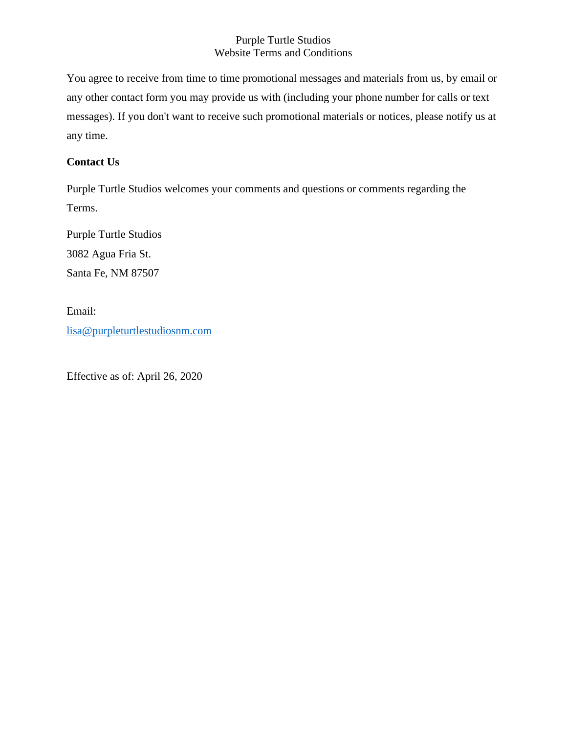You agree to receive from time to time promotional messages and materials from us, by email or any other contact form you may provide us with (including your phone number for calls or text messages). If you don't want to receive such promotional materials or notices, please notify us at any time.

**Contact Us**

Purple Turtle Studios welcomes your comments and questions or comments regarding the Terms.

Purple Turtle Studios
3082 Agua Fria St.
Santa Fe, NM 87507

Email:
lisa@purpleturtlestudiosnm.com

Effective as of: April 26, 2020